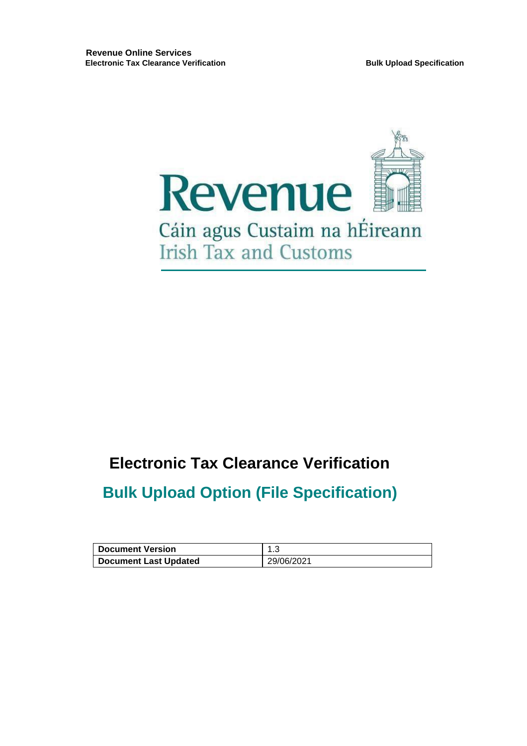# Electronic Tax Clearance Verification

## Bulk Upload Option (File Specification)

| Document Version | 1.3 |
| --- | --- |
| Document Last Updated | 29/06/2021 |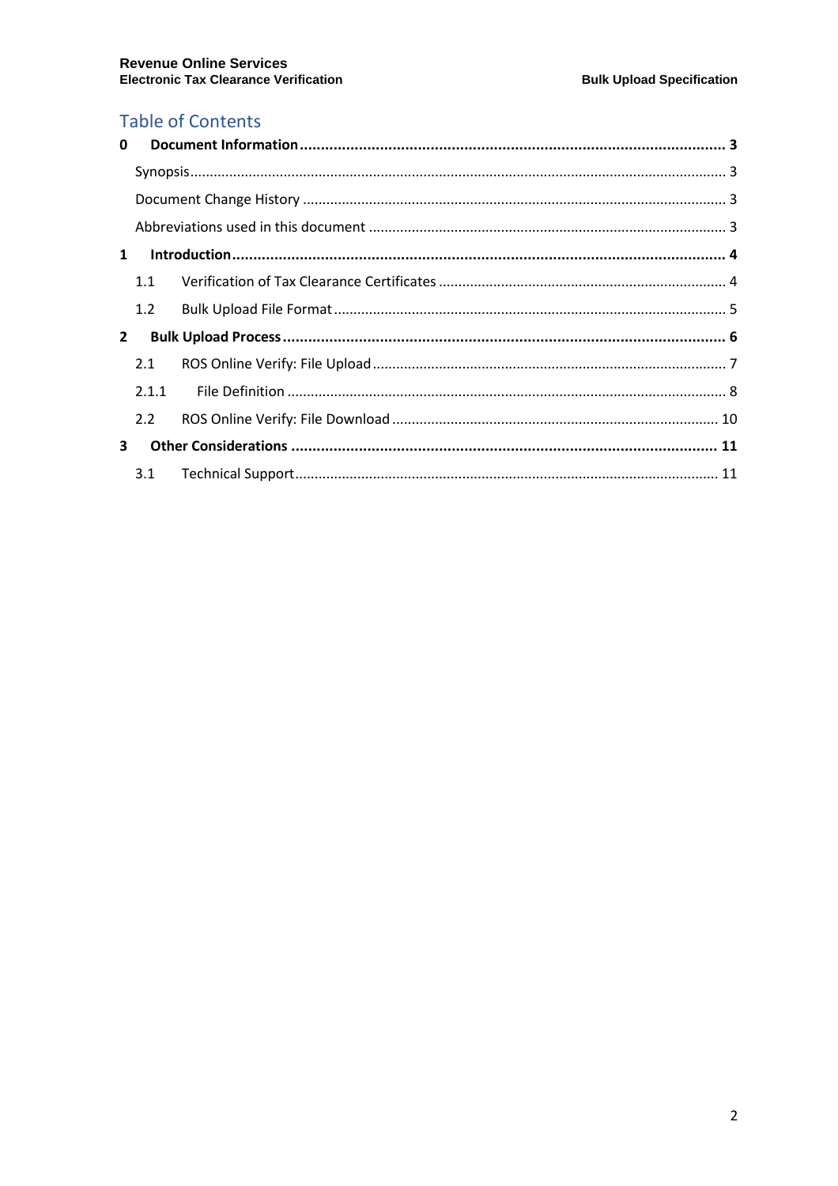# Table of Contents

**0 Document Information** .......... **3**

Synopsis .......... 3

Document Change History .......... 3

Abbreviations used in this document .......... 3

**1 Introduction** .......... **4**

1.1 Verification of Tax Clearance Certificates .......... 4

1.2 Bulk Upload File Format .......... 5

**2 Bulk Upload Process** .......... **6**

2.1 ROS Online Verify: File Upload .......... 7

2.1.1 File Definition .......... 8

2.2 ROS Online Verify: File Download .......... 10

**3 Other Considerations** .......... **11**

3.1 Technical Support .......... 11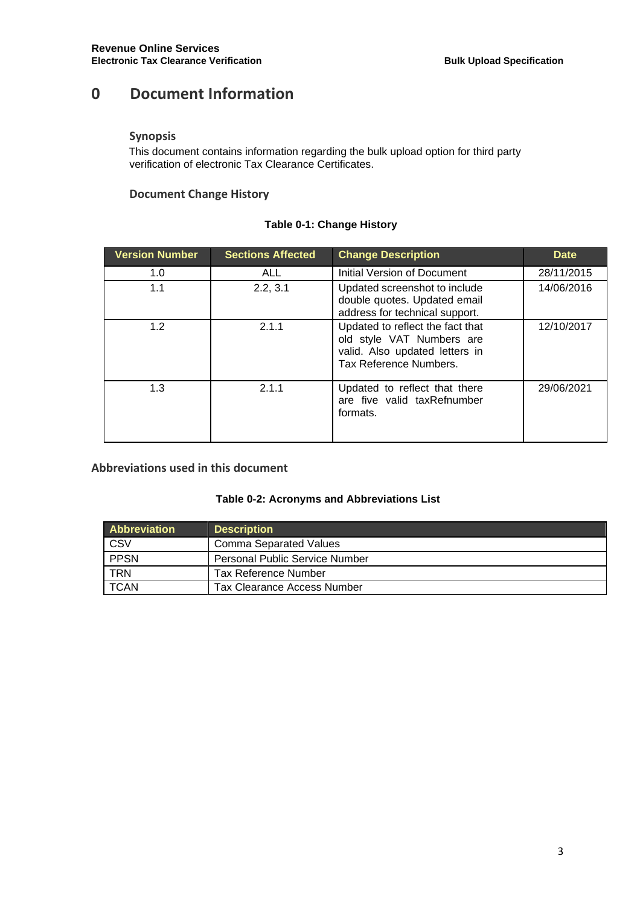# 0 Document Information

### Synopsis

This document contains information regarding the bulk upload option for third party verification of electronic Tax Clearance Certificates.

### Document Change History

**Table 0-1: Change History**

| Version Number | Sections Affected | Change Description | Date |
|---|---|---|---|
| 1.0 | ALL | Initial Version of Document | 28/11/2015 |
| 1.1 | 2.2, 3.1 | Updated screenshot to include double quotes. Updated email address for technical support. | 14/06/2016 |
| 1.2 | 2.1.1 | Updated to reflect the fact that old style VAT Numbers are valid. Also updated letters in Tax Reference Numbers. | 12/10/2017 |
| 1.3 | 2.1.1 | Updated to reflect that there are five valid taxRefnumber formats. | 29/06/2021 |

### Abbreviations used in this document

**Table 0-2: Acronyms and Abbreviations List**

| Abbreviation | Description |
|---|---|
| CSV | Comma Separated Values |
| PPSN | Personal Public Service Number |
| TRN | Tax Reference Number |
| TCAN | Tax Clearance Access Number |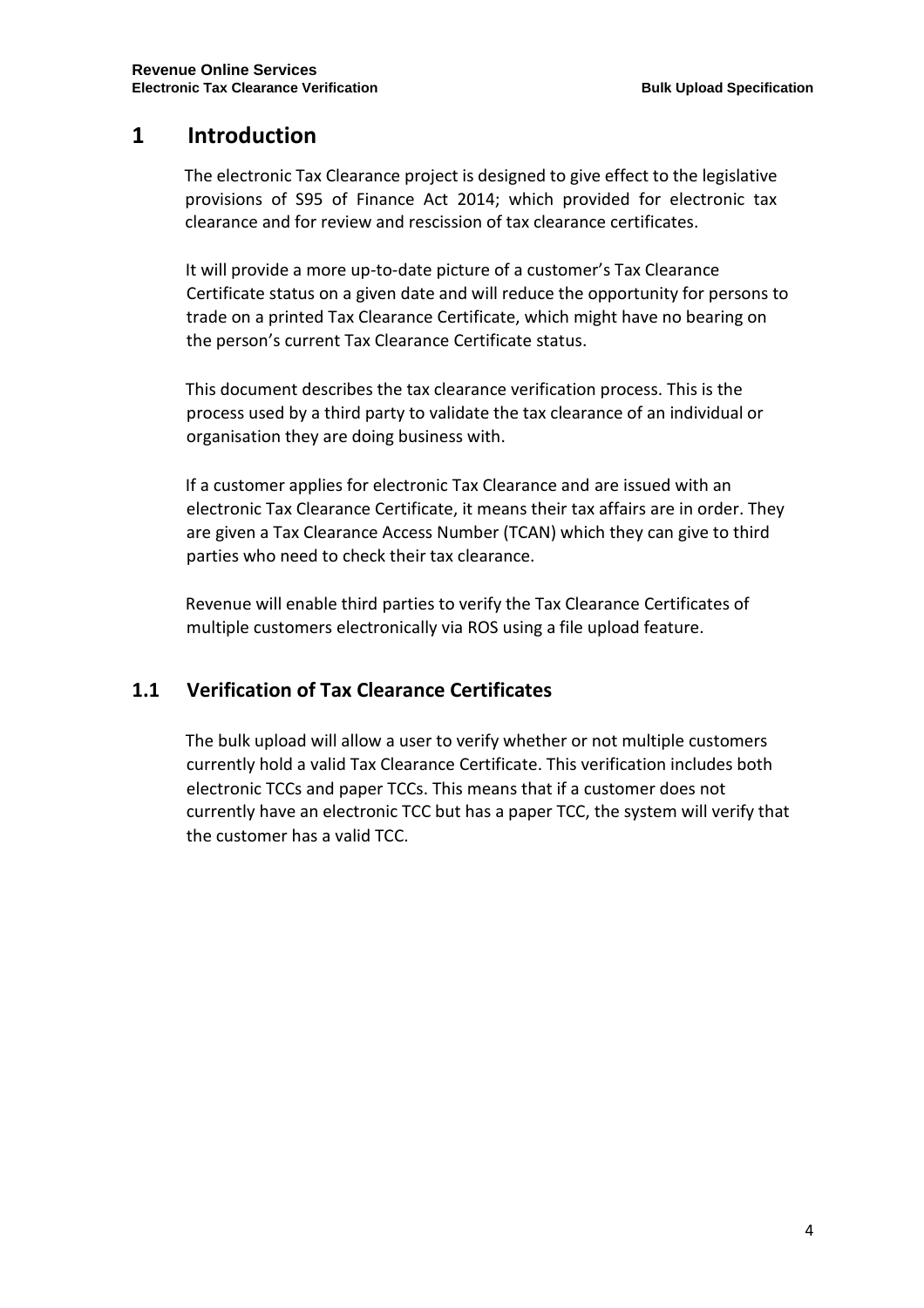# 1 Introduction

The electronic Tax Clearance project is designed to give effect to the legislative provisions of S95 of Finance Act 2014; which provided for electronic tax clearance and for review and rescission of tax clearance certificates.

It will provide a more up-to-date picture of a customer's Tax Clearance Certificate status on a given date and will reduce the opportunity for persons to trade on a printed Tax Clearance Certificate, which might have no bearing on the person's current Tax Clearance Certificate status.

This document describes the tax clearance verification process. This is the process used by a third party to validate the tax clearance of an individual or organisation they are doing business with.

If a customer applies for electronic Tax Clearance and are issued with an electronic Tax Clearance Certificate, it means their tax affairs are in order. They are given a Tax Clearance Access Number (TCAN) which they can give to third parties who need to check their tax clearance.

Revenue will enable third parties to verify the Tax Clearance Certificates of multiple customers electronically via ROS using a file upload feature.

## 1.1 Verification of Tax Clearance Certificates

The bulk upload will allow a user to verify whether or not multiple customers currently hold a valid Tax Clearance Certificate. This verification includes both electronic TCCs and paper TCCs. This means that if a customer does not currently have an electronic TCC but has a paper TCC, the system will verify that the customer has a valid TCC.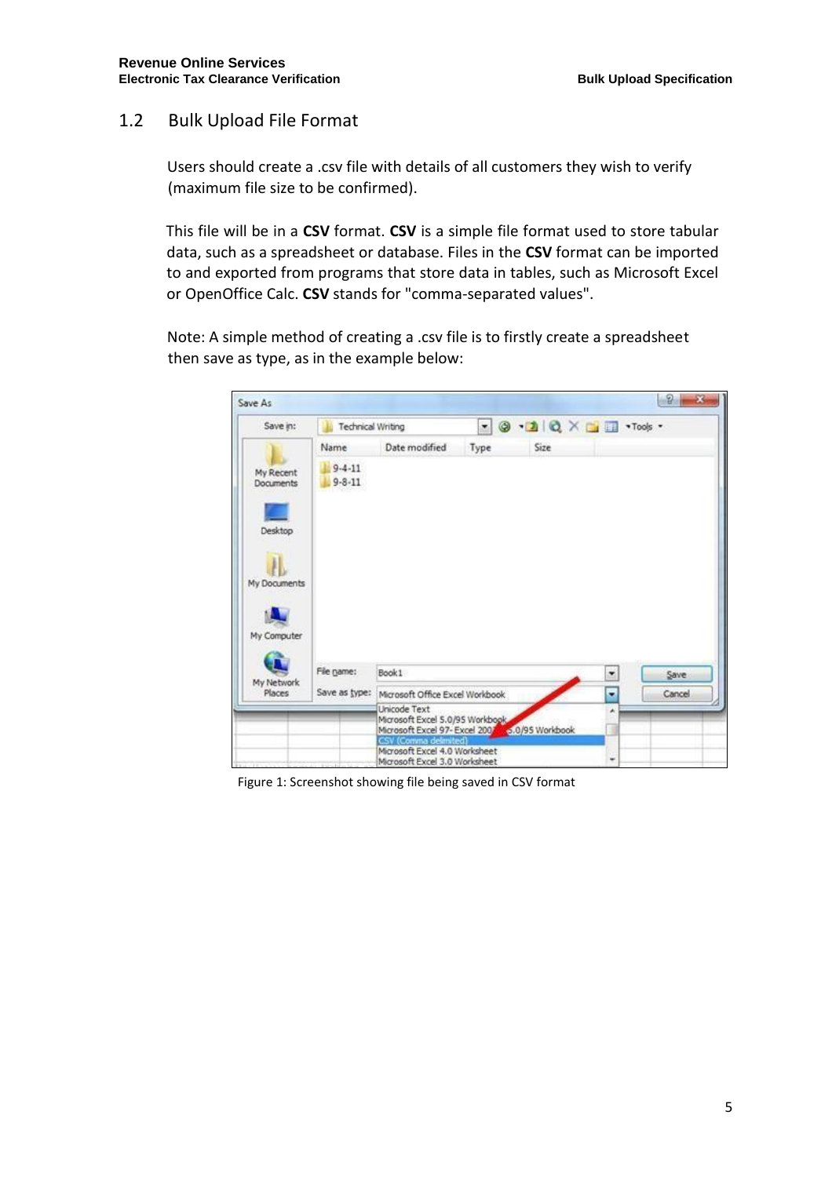## 1.2 Bulk Upload File Format

Users should create a .csv file with details of all customers they wish to verify (maximum file size to be confirmed).

This file will be in a **CSV** format. **CSV** is a simple file format used to store tabular data, such as a spreadsheet or database. Files in the **CSV** format can be imported to and exported from programs that store data in tables, such as Microsoft Excel or OpenOffice Calc. **CSV** stands for "comma-separated values".

Note: A simple method of creating a .csv file is to firstly create a spreadsheet then save as type, as in the example below:

Figure 1: Screenshot showing file being saved in CSV format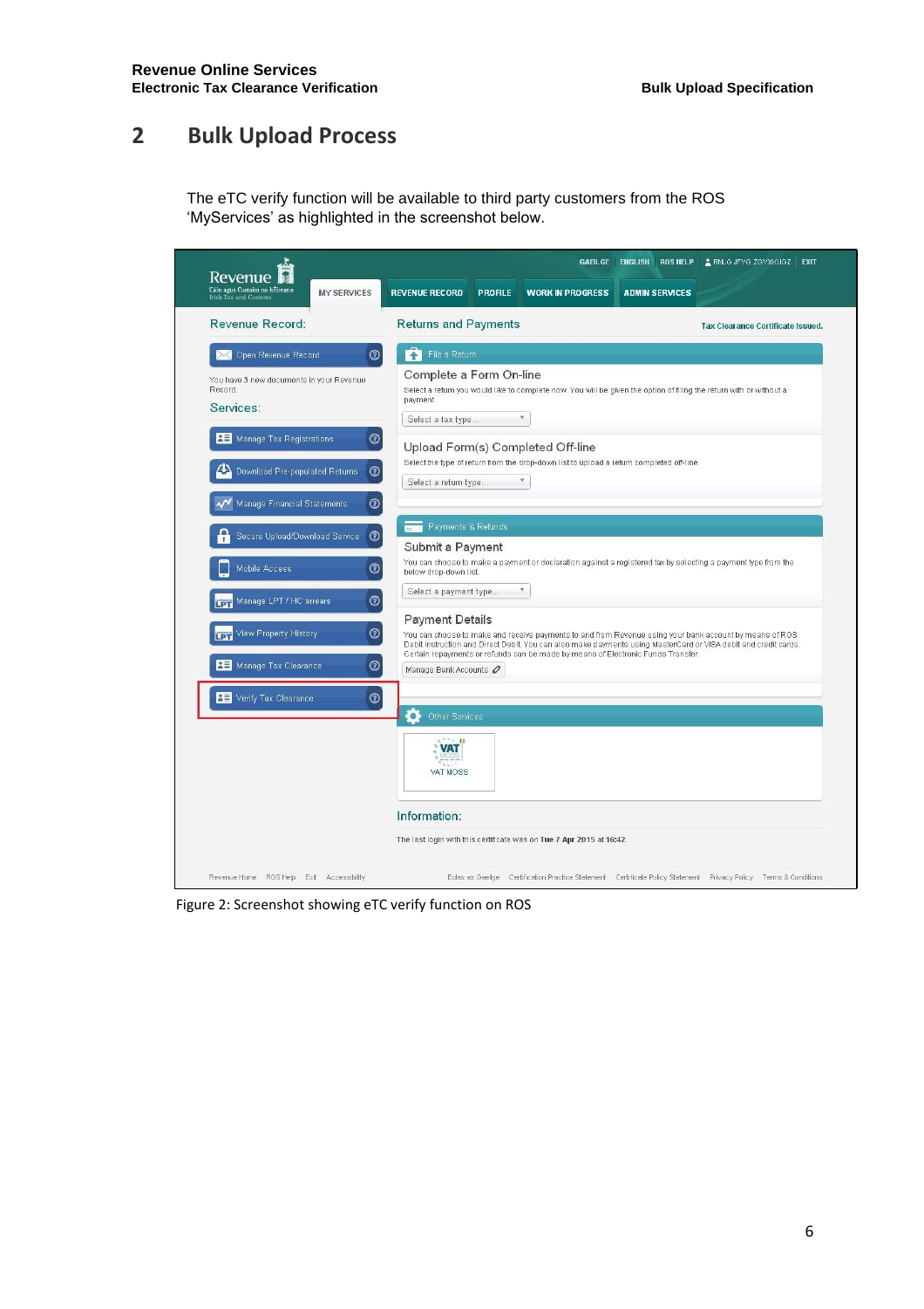## 2 Bulk Upload Process

The eTC verify function will be available to third party customers from the ROS 'MyServices' as highlighted in the screenshot below.

Figure 2: Screenshot showing eTC verify function on ROS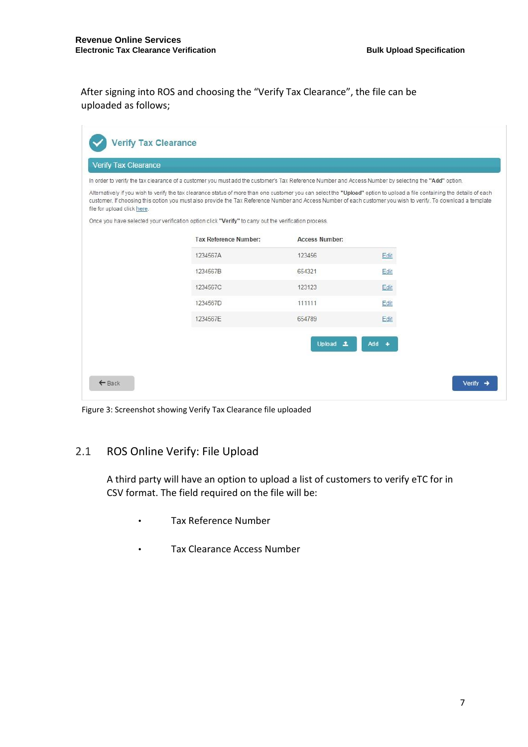After signing into ROS and choosing the “Verify Tax Clearance”, the file can be uploaded as follows;

**Verify Tax Clearance**

Verify Tax Clearance

In order to verify the tax clearance of a customer you must add the customer's Tax Reference Number and Access Number by selecting the **"Add"** option.

Alternatively if you wish to verify the tax clearance status of more than one customer you can select the **"Upload"** option to upload a file containing the details of each customer. If choosing this option you must also provide the Tax Reference Number and Access Number of each customer you wish to verify. To download a template file for upload click here.

Once you have selected your verification option click **"Verify"** to carry out the verification process.

| Tax Reference Number: | Access Number: | |
|---|---|---|
| 1234567A | 123456 | Edit |
| 1234567B | 654321 | Edit |
| 1234567C | 123123 | Edit |
| 1234567D | 111111 | Edit |
| 1234567E | 654789 | Edit |

Upload | Add

Back | Verify

Figure 3: Screenshot showing Verify Tax Clearance file uploaded

## 2.1 ROS Online Verify: File Upload

A third party will have an option to upload a list of customers to verify eTC for in CSV format. The field required on the file will be:

- Tax Reference Number
- Tax Clearance Access Number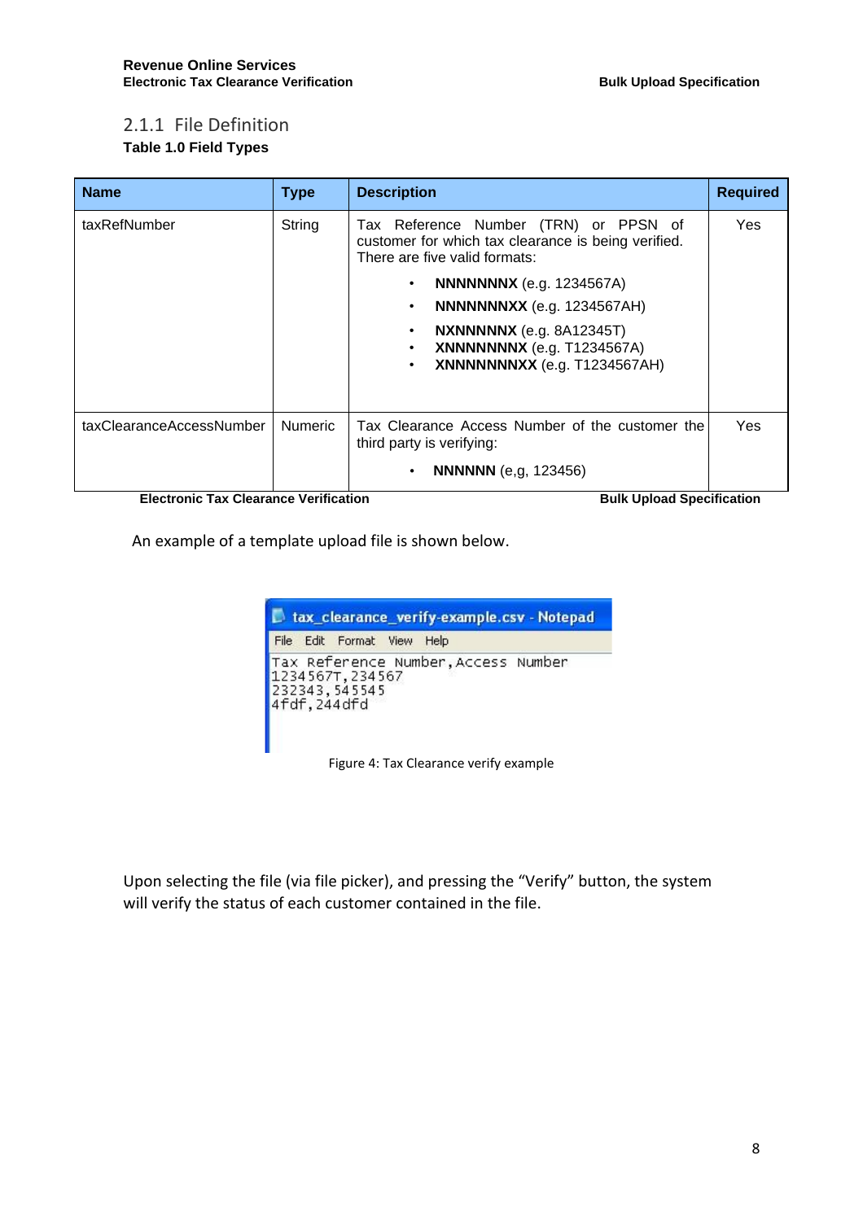### 2.1.1 File Definition

**Table 1.0 Field Types**

| Name | Type | Description | Required |
|---|---|---|---|
| taxRefNumber | String | Tax Reference Number (TRN) or PPSN of customer for which tax clearance is being verified. There are five valid formats:<br>• **NNNNNNNX** (e.g. 1234567A)<br>• **NNNNNNNXX** (e.g. 1234567AH)<br>• **NXNNNNNX** (e.g. 8A12345T)<br>• **XNNNNNNNX** (e.g. T1234567A)<br>• **XNNNNNNNXX** (e.g. T1234567AH) | Yes |
| taxClearanceAccessNumber | Numeric | Tax Clearance Access Number of the customer the third party is verifying:<br>• **NNNNNN** (e,g, 123456) | Yes |

An example of a template upload file is shown below.

```
Tax Reference Number,Access Number
1234567T,234567
232343,545545
4fdf,244dfd
```

Figure 4: Tax Clearance verify example

Upon selecting the file (via file picker), and pressing the "Verify" button, the system will verify the status of each customer contained in the file.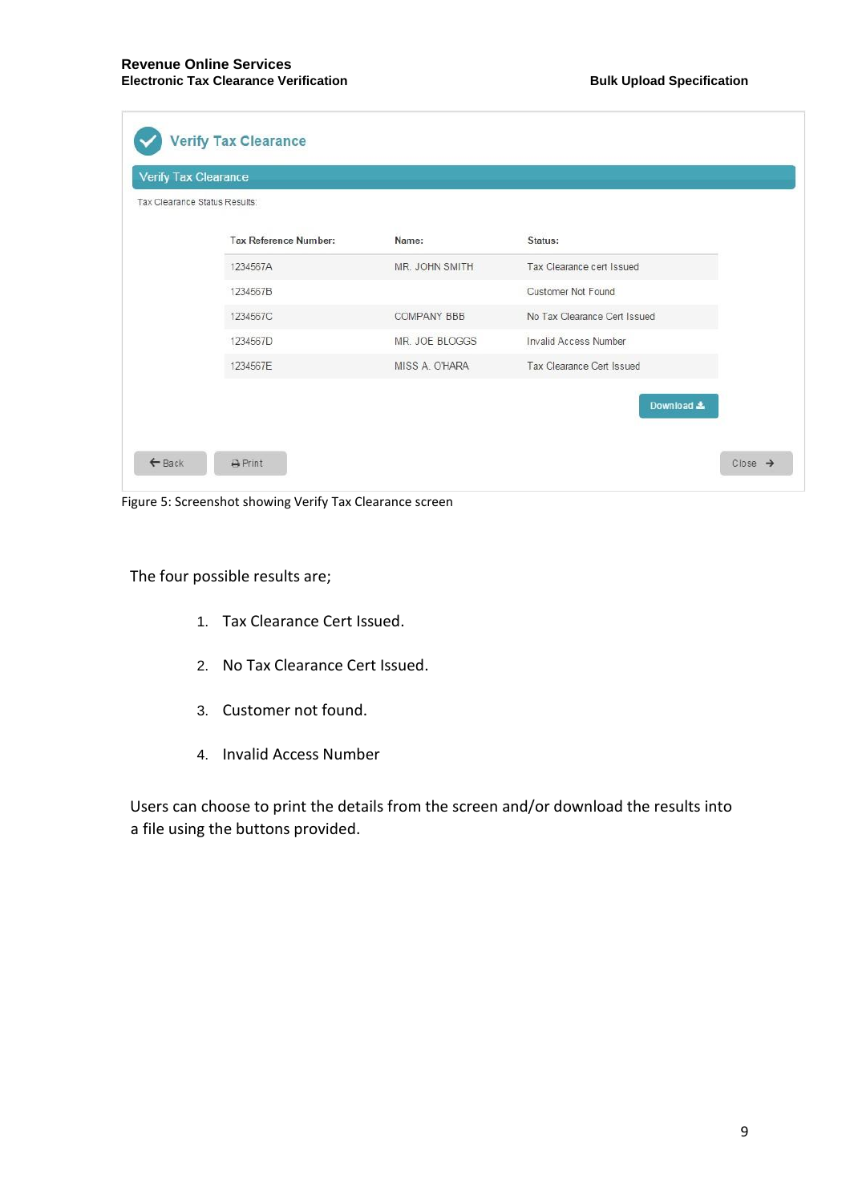**Verify Tax Clearance**

Verify Tax Clearance

Tax Clearance Status Results:

| Tax Reference Number: | Name: | Status: |
|---|---|---|
| 1234567A | MR. JOHN SMITH | Tax Clearance cert Issued |
| 1234567B | | Customer Not Found |
| 1234567C | COMPANY BBB | No Tax Clearance Cert Issued |
| 1234567D | MR. JOE BLOGGS | Invalid Access Number |
| 1234567E | MISS A. O'HARA | Tax Clearance Cert Issued |

Download

Back | Print | Close

Figure 5: Screenshot showing Verify Tax Clearance screen

The four possible results are;

1. Tax Clearance Cert Issued.
2. No Tax Clearance Cert Issued.
3. Customer not found.
4. Invalid Access Number

Users can choose to print the details from the screen and/or download the results into a file using the buttons provided.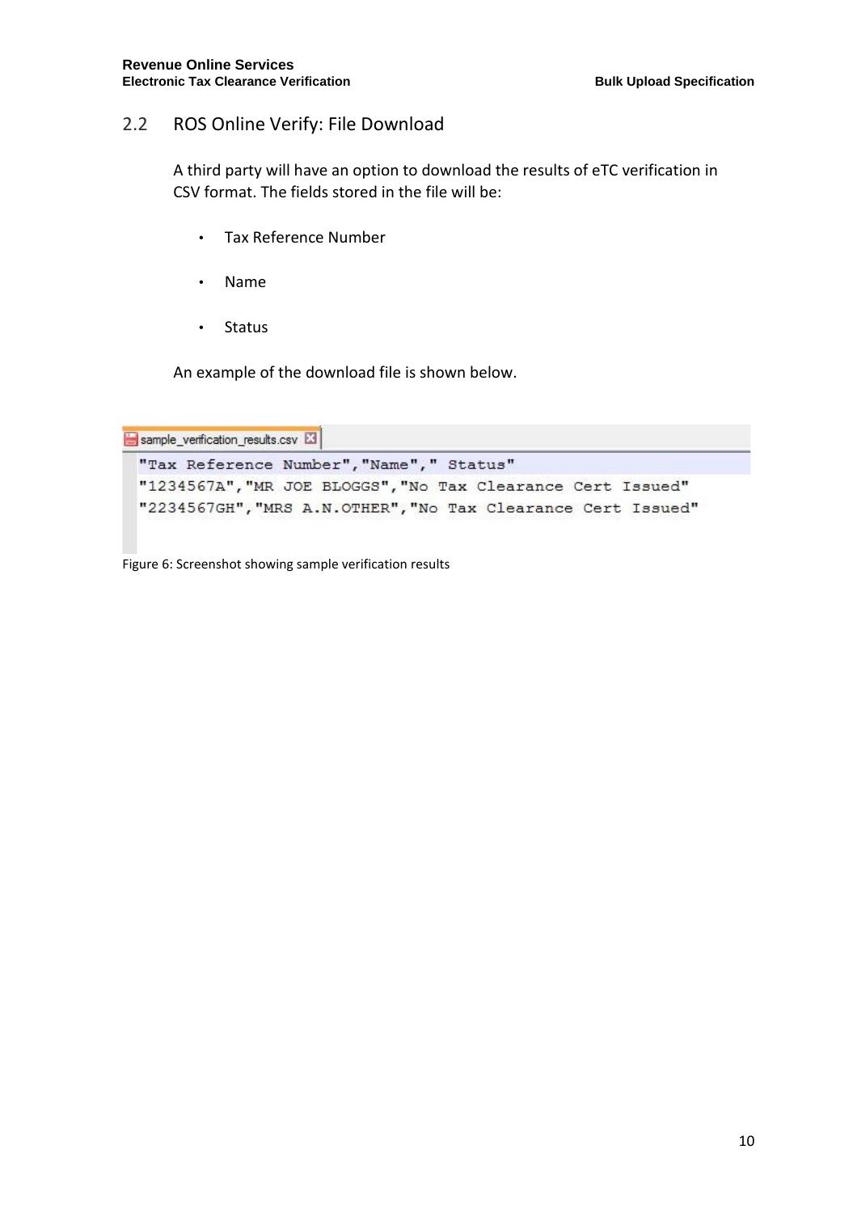## 2.2 ROS Online Verify: File Download

A third party will have an option to download the results of eTC verification in CSV format. The fields stored in the file will be:

- Tax Reference Number
- Name
- Status

An example of the download file is shown below.

```
sample_verification_results.csv

"Tax Reference Number","Name"," Status"
"1234567A","MR JOE BLOGGS","No Tax Clearance Cert Issued"
"2234567GH","MRS A.N.OTHER","No Tax Clearance Cert Issued"
```

Figure 6: Screenshot showing sample verification results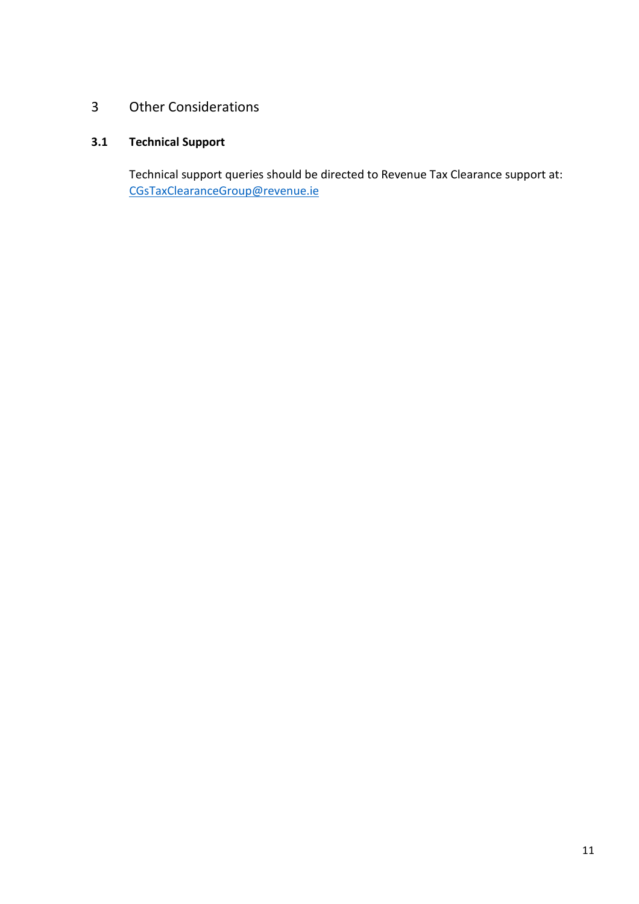# 3 Other Considerations

## 3.1 Technical Support

Technical support queries should be directed to Revenue Tax Clearance support at: CGsTaxClearanceGroup@revenue.ie